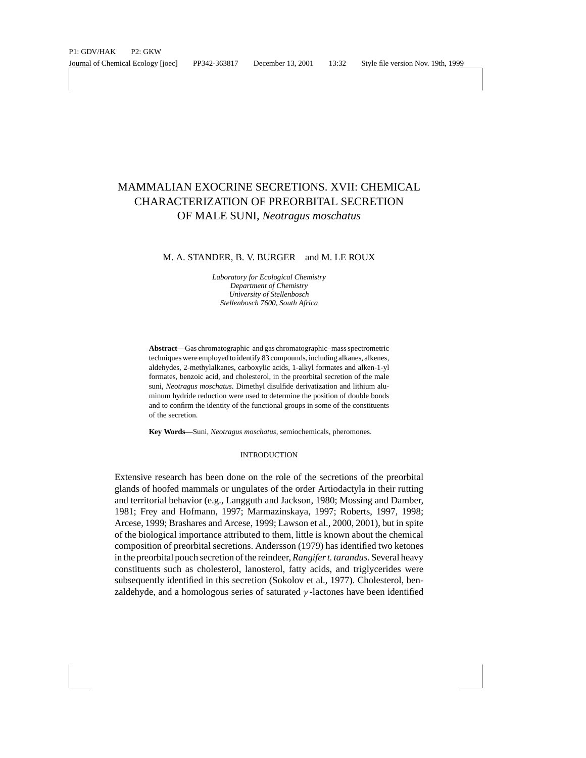# MAMMALIAN EXOCRINE SECRETIONS. XVII: CHEMICAL CHARACTERIZATION OF PREORBITAL SECRETION OF MALE SUNI, *Neotragus moschatus*

M. A. STANDER, B. V. BURGER and M. LE ROUX

*Laboratory for Ecological Chemistry*
*Department of Chemistry*
*University of Stellenbosch*
*Stellenbosch 7600, South Africa*

**Abstract**—Gas chromatographic and gas chromatographic–mass spectrometric techniques were employed to identify 83 compounds, including alkanes, alkenes, aldehydes, 2-methylalkanes, carboxylic acids, 1-alkyl formates and alken-1-yl formates, benzoic acid, and cholesterol, in the preorbital secretion of the male suni, *Neotragus moschatus*. Dimethyl disulfide derivatization and lithium aluminum hydride reduction were used to determine the position of double bonds and to confirm the identity of the functional groups in some of the constituents of the secretion.

**Key Words**—Suni, *Neotragus moschatus*, semiochemicals, pheromones.

## INTRODUCTION

Extensive research has been done on the role of the secretions of the preorbital glands of hoofed mammals or ungulates of the order Artiodactyla in their rutting and territorial behavior (e.g., Langguth and Jackson, 1980; Mossing and Damber, 1981; Frey and Hofmann, 1997; Marmazinskaya, 1997; Roberts, 1997, 1998; Arcese, 1999; Brashares and Arcese, 1999; Lawson et al., 2000, 2001), but in spite of the biological importance attributed to them, little is known about the chemical composition of preorbital secretions. Andersson (1979) has identified two ketones in the preorbital pouch secretion of the reindeer, *Rangifer t. tarandus*. Several heavy constituents such as cholesterol, lanosterol, fatty acids, and triglycerides were subsequently identified in this secretion (Sokolov et al., 1977). Cholesterol, benzaldehyde, and a homologous series of saturated $\gamma$-lactones have been identified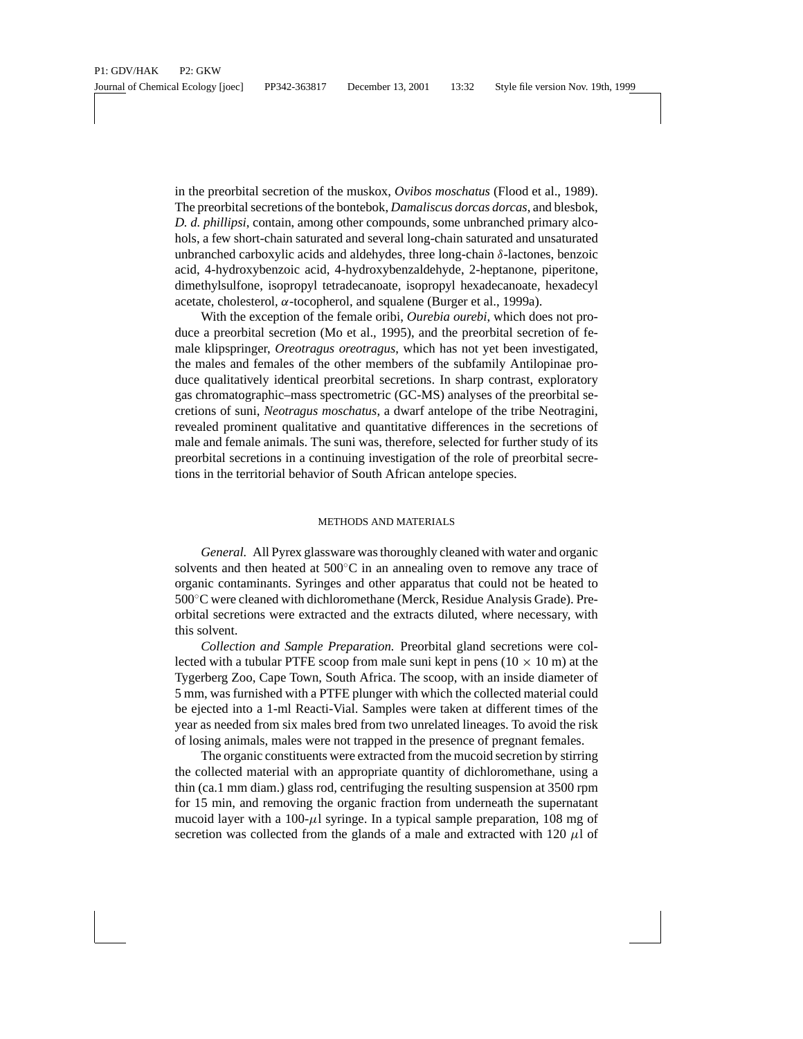in the preorbital secretion of the muskox, *Ovibos moschatus* (Flood et al., 1989). The preorbital secretions of the bontebok, *Damaliscus dorcas dorcas*, and blesbok, *D. d. phillipsi*, contain, among other compounds, some unbranched primary alcohols, a few short-chain saturated and several long-chain saturated and unsaturated unbranched carboxylic acids and aldehydes, three long-chain $\delta$-lactones, benzoic acid, 4-hydroxybenzoic acid, 4-hydroxybenzaldehyde, 2-heptanone, piperitone, dimethylsulfone, isopropyl tetradecanoate, isopropyl hexadecanoate, hexadecyl acetate, cholesterol, $\alpha$-tocopherol, and squalene (Burger et al., 1999a).

With the exception of the female oribi, *Ourebia ourebi*, which does not produce a preorbital secretion (Mo et al., 1995), and the preorbital secretion of female klipspringer, *Oreotragus oreotragus*, which has not yet been investigated, the males and females of the other members of the subfamily Antilopinae produce qualitatively identical preorbital secretions. In sharp contrast, exploratory gas chromatographic–mass spectrometric (GC-MS) analyses of the preorbital secretions of suni, *Neotragus moschatus*, a dwarf antelope of the tribe Neotragini, revealed prominent qualitative and quantitative differences in the secretions of male and female animals. The suni was, therefore, selected for further study of its preorbital secretions in a continuing investigation of the role of preorbital secretions in the territorial behavior of South African antelope species.

## METHODS AND MATERIALS

*General.* All Pyrex glassware was thoroughly cleaned with water and organic solvents and then heated at 500°C in an annealing oven to remove any trace of organic contaminants. Syringes and other apparatus that could not be heated to 500°C were cleaned with dichloromethane (Merck, Residue Analysis Grade). Preorbital secretions were extracted and the extracts diluted, where necessary, with this solvent.

*Collection and Sample Preparation.* Preorbital gland secretions were collected with a tubular PTFE scoop from male suni kept in pens ($10 \times 10$ m) at the Tygerberg Zoo, Cape Town, South Africa. The scoop, with an inside diameter of 5 mm, was furnished with a PTFE plunger with which the collected material could be ejected into a 1-ml Reacti-Vial. Samples were taken at different times of the year as needed from six males bred from two unrelated lineages. To avoid the risk of losing animals, males were not trapped in the presence of pregnant females.

The organic constituents were extracted from the mucoid secretion by stirring the collected material with an appropriate quantity of dichloromethane, using a thin (ca.1 mm diam.) glass rod, centrifuging the resulting suspension at 3500 rpm for 15 min, and removing the organic fraction from underneath the supernatant mucoid layer with a 100-$\mu$l syringe. In a typical sample preparation, 108 mg of secretion was collected from the glands of a male and extracted with 120 $\mu$l of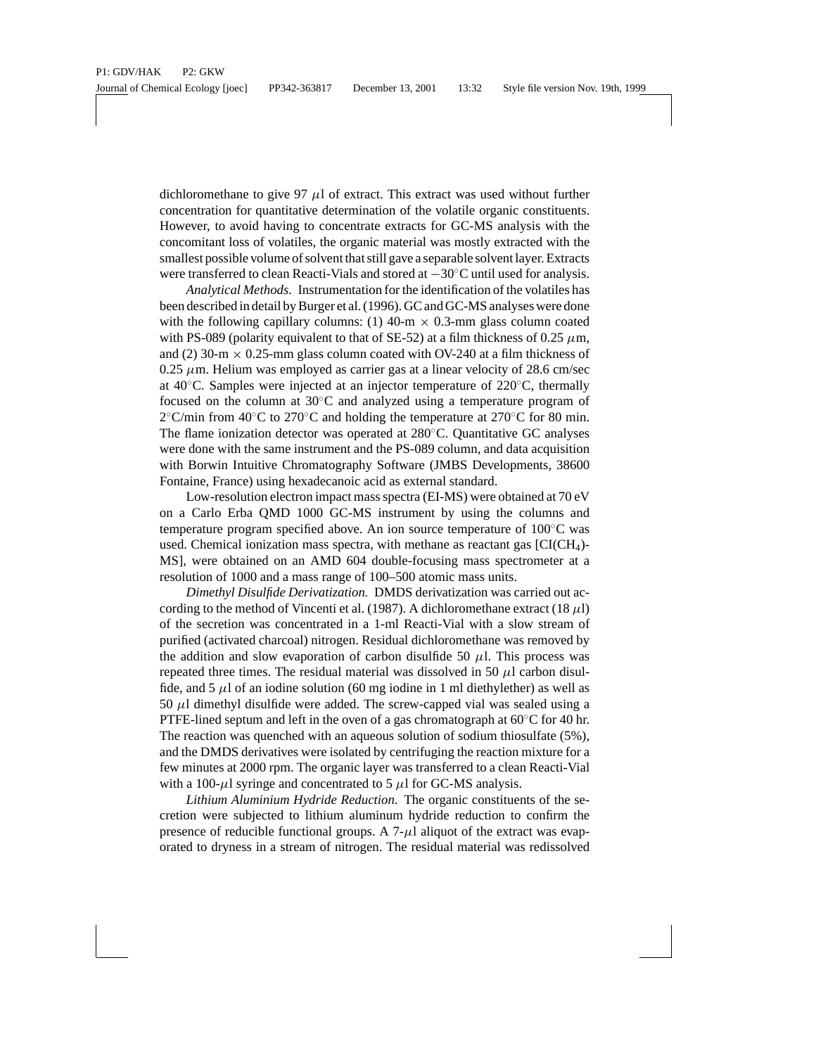dichloromethane to give 97 $\mu$l of extract. This extract was used without further concentration for quantitative determination of the volatile organic constituents. However, to avoid having to concentrate extracts for GC-MS analysis with the concomitant loss of volatiles, the organic material was mostly extracted with the smallest possible volume of solvent that still gave a separable solvent layer. Extracts were transferred to clean Reacti-Vials and stored at $-30^{\circ}$C until used for analysis.

*Analytical Methods.* Instrumentation for the identification of the volatiles has been described in detail by Burger et al. (1996). GC and GC-MS analyses were done with the following capillary columns: (1) 40-m $\times$ 0.3-mm glass column coated with PS-089 (polarity equivalent to that of SE-52) at a film thickness of 0.25 $\mu$m, and (2) 30-m $\times$ 0.25-mm glass column coated with OV-240 at a film thickness of 0.25 $\mu$m. Helium was employed as carrier gas at a linear velocity of 28.6 cm/sec at $40^{\circ}$C. Samples were injected at an injector temperature of $220^{\circ}$C, thermally focused on the column at $30^{\circ}$C and analyzed using a temperature program of $2^{\circ}$C/min from $40^{\circ}$C to $270^{\circ}$C and holding the temperature at $270^{\circ}$C for 80 min. The flame ionization detector was operated at $280^{\circ}$C. Quantitative GC analyses were done with the same instrument and the PS-089 column, and data acquisition with Borwin Intuitive Chromatography Software (JMBS Developments, 38600 Fontaine, France) using hexadecanoic acid as external standard.

Low-resolution electron impact mass spectra (EI-MS) were obtained at 70 eV on a Carlo Erba QMD 1000 GC-MS instrument by using the columns and temperature program specified above. An ion source temperature of $100^{\circ}$C was used. Chemical ionization mass spectra, with methane as reactant gas [CI($CH_4$)-MS], were obtained on an AMD 604 double-focusing mass spectrometer at a resolution of 1000 and a mass range of 100–500 atomic mass units.

*Dimethyl Disulfide Derivatization.* DMDS derivatization was carried out according to the method of Vincenti et al. (1987). A dichloromethane extract (18 $\mu$l) of the secretion was concentrated in a 1-ml Reacti-Vial with a slow stream of purified (activated charcoal) nitrogen. Residual dichloromethane was removed by the addition and slow evaporation of carbon disulfide 50 $\mu$l. This process was repeated three times. The residual material was dissolved in 50 $\mu$l carbon disulfide, and 5 $\mu$l of an iodine solution (60 mg iodine in 1 ml diethylether) as well as 50 $\mu$l dimethyl disulfide were added. The screw-capped vial was sealed using a PTFE-lined septum and left in the oven of a gas chromatograph at $60^{\circ}$C for 40 hr. The reaction was quenched with an aqueous solution of sodium thiosulfate (5%), and the DMDS derivatives were isolated by centrifuging the reaction mixture for a few minutes at 2000 rpm. The organic layer was transferred to a clean Reacti-Vial with a 100-$\mu$l syringe and concentrated to 5 $\mu$l for GC-MS analysis.

*Lithium Aluminium Hydride Reduction.* The organic constituents of the secretion were subjected to lithium aluminum hydride reduction to confirm the presence of reducible functional groups. A 7-$\mu$l aliquot of the extract was evaporated to dryness in a stream of nitrogen. The residual material was redissolved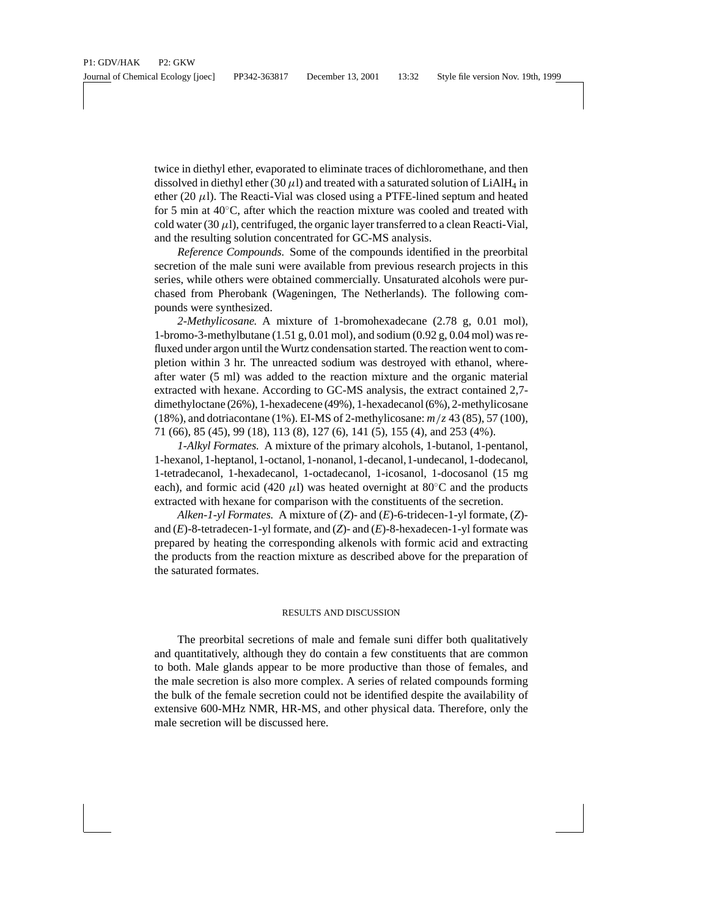twice in diethyl ether, evaporated to eliminate traces of dichloromethane, and then dissolved in diethyl ether (30 $\mu$l) and treated with a saturated solution of $LiAlH_4$ in ether (20 $\mu$l). The Reacti-Vial was closed using a PTFE-lined septum and heated for 5 min at 40°C, after which the reaction mixture was cooled and treated with cold water (30 $\mu$l), centrifuged, the organic layer transferred to a clean Reacti-Vial, and the resulting solution concentrated for GC-MS analysis.

*Reference Compounds.* Some of the compounds identified in the preorbital secretion of the male suni were available from previous research projects in this series, while others were obtained commercially. Unsaturated alcohols were purchased from Pherobank (Wageningen, The Netherlands). The following compounds were synthesized.

*2-Methylicosane.* A mixture of 1-bromohexadecane (2.78 g, 0.01 mol), 1-bromo-3-methylbutane (1.51 g, 0.01 mol), and sodium (0.92 g, 0.04 mol) was refluxed under argon until the Wurtz condensation started. The reaction went to completion within 3 hr. The unreacted sodium was destroyed with ethanol, whereafter water (5 ml) was added to the reaction mixture and the organic material extracted with hexane. According to GC-MS analysis, the extract contained 2,7-dimethyloctane (26%), 1-hexadecene (49%), 1-hexadecanol (6%), 2-methylicosane (18%), and dotriacontane (1%). EI-MS of 2-methylicosane: $m/z$ 43 (85), 57 (100), 71 (66), 85 (45), 99 (18), 113 (8), 127 (6), 141 (5), 155 (4), and 253 (4%).

*1-Alkyl Formates.* A mixture of the primary alcohols, 1-butanol, 1-pentanol, 1-hexanol, 1-heptanol, 1-octanol, 1-nonanol, 1-decanol, 1-undecanol, 1-dodecanol, 1-tetradecanol, 1-hexadecanol, 1-octadecanol, 1-icosanol, 1-docosanol (15 mg each), and formic acid (420 $\mu$l) was heated overnight at 80°C and the products extracted with hexane for comparison with the constituents of the secretion.

*Alken-1-yl Formates.* A mixture of (*Z*)- and (*E*)-6-tridecen-1-yl formate, (*Z*)- and (*E*)-8-tetradecen-1-yl formate, and (*Z*)- and (*E*)-8-hexadecen-1-yl formate was prepared by heating the corresponding alkenols with formic acid and extracting the products from the reaction mixture as described above for the preparation of the saturated formates.

## RESULTS AND DISCUSSION

The preorbital secretions of male and female suni differ both qualitatively and quantitatively, although they do contain a few constituents that are common to both. Male glands appear to be more productive than those of females, and the male secretion is also more complex. A series of related compounds forming the bulk of the female secretion could not be identified despite the availability of extensive 600-MHz NMR, HR-MS, and other physical data. Therefore, only the male secretion will be discussed here.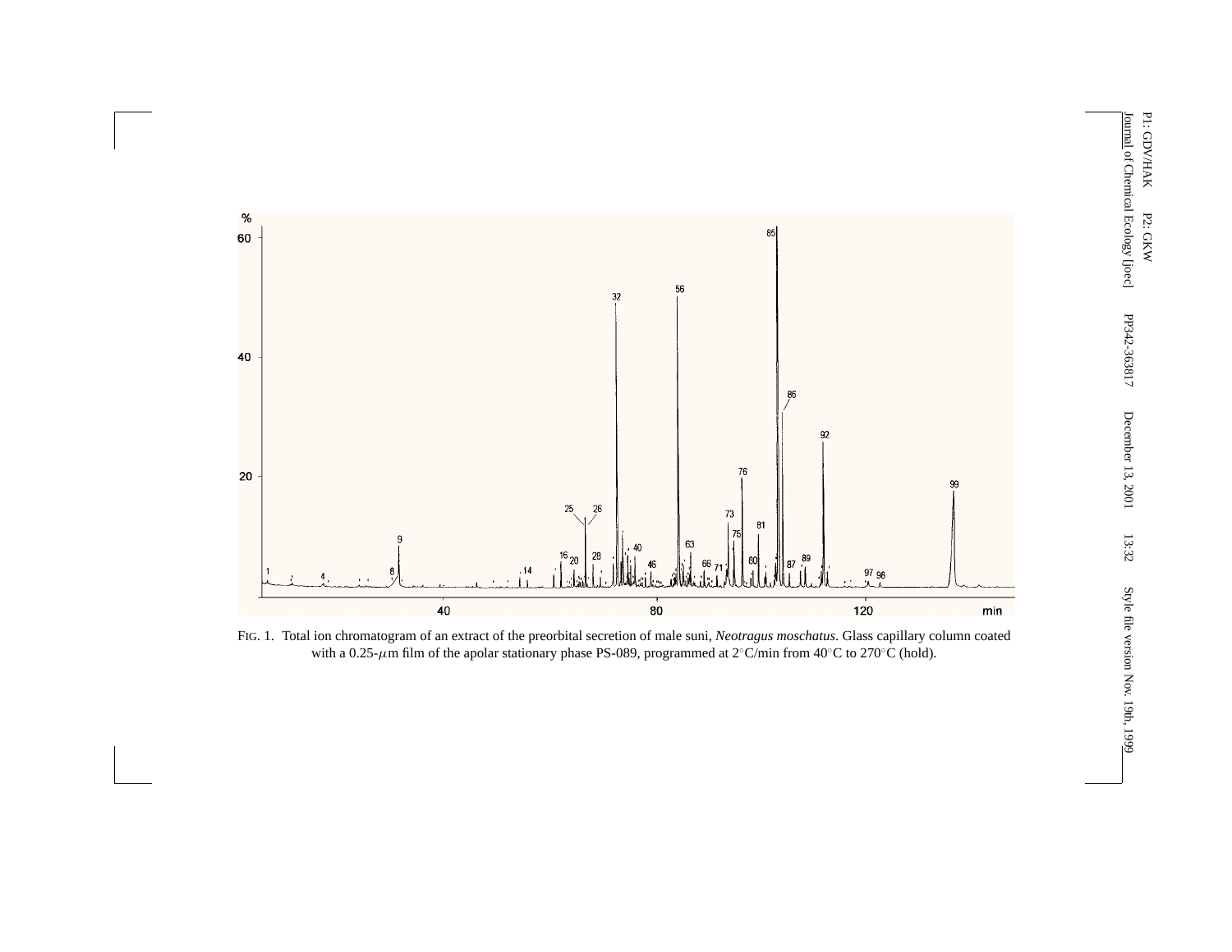FIG. 1. Total ion chromatogram of an extract of the preorbital secretion of male suni, *Neotragus moschatus*. Glass capillary column coated with a 0.25-$\mu$m film of the apolar stationary phase PS-089, programmed at 2°C/min from 40°C to 270°C (hold).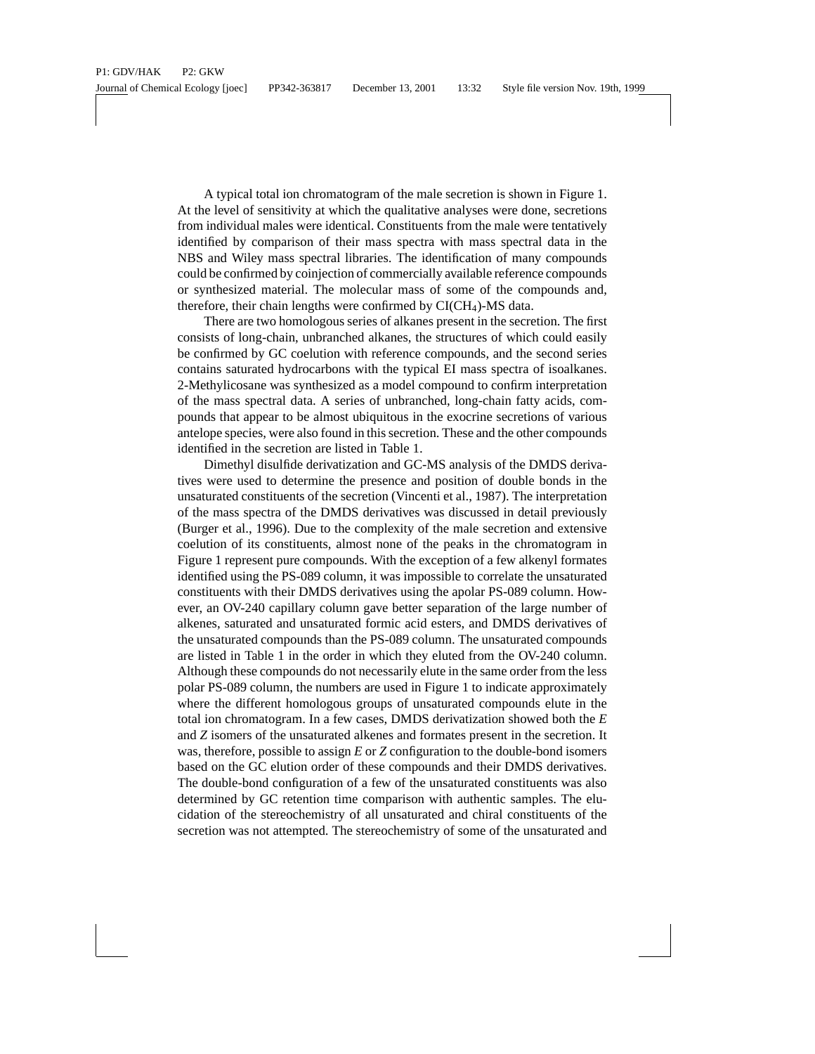A typical total ion chromatogram of the male secretion is shown in Figure 1. At the level of sensitivity at which the qualitative analyses were done, secretions from individual males were identical. Constituents from the male were tentatively identified by comparison of their mass spectra with mass spectral data in the NBS and Wiley mass spectral libraries. The identification of many compounds could be confirmed by coinjection of commercially available reference compounds or synthesized material. The molecular mass of some of the compounds and, therefore, their chain lengths were confirmed by CI($CH_4$)-MS data.

There are two homologous series of alkanes present in the secretion. The first consists of long-chain, unbranched alkanes, the structures of which could easily be confirmed by GC coelution with reference compounds, and the second series contains saturated hydrocarbons with the typical EI mass spectra of isoalkanes. 2-Methylicosane was synthesized as a model compound to confirm interpretation of the mass spectral data. A series of unbranched, long-chain fatty acids, compounds that appear to be almost ubiquitous in the exocrine secretions of various antelope species, were also found in this secretion. These and the other compounds identified in the secretion are listed in Table 1.

Dimethyl disulfide derivatization and GC-MS analysis of the DMDS derivatives were used to determine the presence and position of double bonds in the unsaturated constituents of the secretion (Vincenti et al., 1987). The interpretation of the mass spectra of the DMDS derivatives was discussed in detail previously (Burger et al., 1996). Due to the complexity of the male secretion and extensive coelution of its constituents, almost none of the peaks in the chromatogram in Figure 1 represent pure compounds. With the exception of a few alkenyl formates identified using the PS-089 column, it was impossible to correlate the unsaturated constituents with their DMDS derivatives using the apolar PS-089 column. However, an OV-240 capillary column gave better separation of the large number of alkenes, saturated and unsaturated formic acid esters, and DMDS derivatives of the unsaturated compounds than the PS-089 column. The unsaturated compounds are listed in Table 1 in the order in which they eluted from the OV-240 column. Although these compounds do not necessarily elute in the same order from the less polar PS-089 column, the numbers are used in Figure 1 to indicate approximately where the different homologous groups of unsaturated compounds elute in the total ion chromatogram. In a few cases, DMDS derivatization showed both the *E* and *Z* isomers of the unsaturated alkenes and formates present in the secretion. It was, therefore, possible to assign *E* or *Z* configuration to the double-bond isomers based on the GC elution order of these compounds and their DMDS derivatives. The double-bond configuration of a few of the unsaturated constituents was also determined by GC retention time comparison with authentic samples. The elucidation of the stereochemistry of all unsaturated and chiral constituents of the secretion was not attempted. The stereochemistry of some of the unsaturated and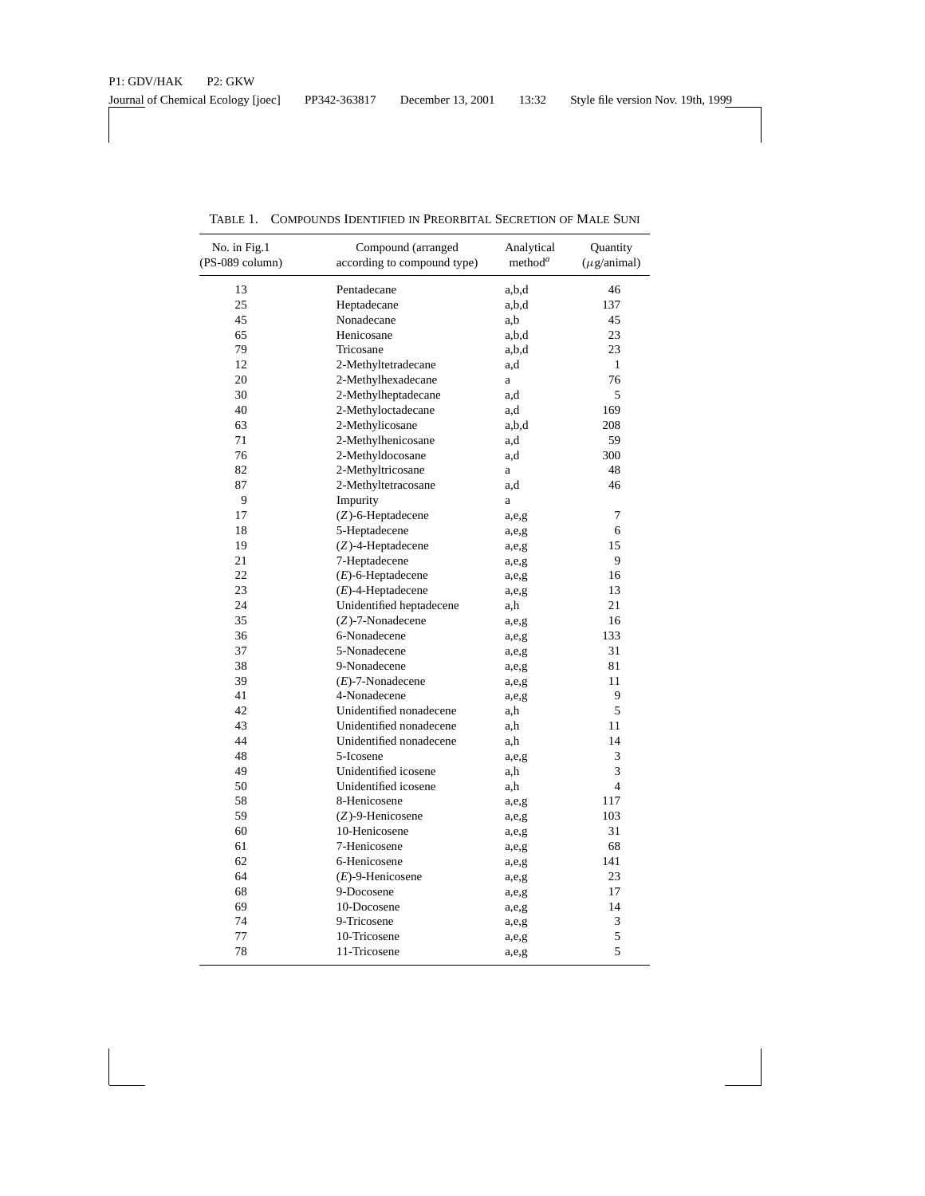TABLE 1. COMPOUNDS IDENTIFIED IN PREORBITAL SECRETION OF MALE SUNI

| No. in Fig.1 (PS-089 column) | Compound (arranged according to compound type) | Analytical method[a] | Quantity ($\mu$g/animal) |
|---|---|---|---|
| 13 | Pentadecane | a,b,d | 46 |
| 25 | Heptadecane | a,b,d | 137 |
| 45 | Nonadecane | a,b | 45 |
| 65 | Henicosane | a,b,d | 23 |
| 79 | Tricosane | a,b,d | 23 |
| 12 | 2-Methyltetradecane | a,d | 1 |
| 20 | 2-Methylhexadecane | a | 76 |
| 30 | 2-Methylheptadecane | a,d | 5 |
| 40 | 2-Methyloctadecane | a,d | 169 |
| 63 | 2-Methylicosane | a,b,d | 208 |
| 71 | 2-Methylhenicosane | a,d | 59 |
| 76 | 2-Methyldocosane | a,d | 300 |
| 82 | 2-Methyltricosane | a | 48 |
| 87 | 2-Methyltetracosane | a,d | 46 |
| 9 | Impurity | a | |
| 17 | (*Z*)-6-Heptadecene | a,e,g | 7 |
| 18 | 5-Heptadecene | a,e,g | 6 |
| 19 | (*Z*)-4-Heptadecene | a,e,g | 15 |
| 21 | 7-Heptadecene | a,e,g | 9 |
| 22 | (*E*)-6-Heptadecene | a,e,g | 16 |
| 23 | (*E*)-4-Heptadecene | a,e,g | 13 |
| 24 | Unidentified heptadecene | a,h | 21 |
| 35 | (*Z*)-7-Nonadecene | a,e,g | 16 |
| 36 | 6-Nonadecene | a,e,g | 133 |
| 37 | 5-Nonadecene | a,e,g | 31 |
| 38 | 9-Nonadecene | a,e,g | 81 |
| 39 | (*E*)-7-Nonadecene | a,e,g | 11 |
| 41 | 4-Nonadecene | a,e,g | 9 |
| 42 | Unidentified nonadecene | a,h | 5 |
| 43 | Unidentified nonadecene | a,h | 11 |
| 44 | Unidentified nonadecene | a,h | 14 |
| 48 | 5-Icosene | a,e,g | 3 |
| 49 | Unidentified icosene | a,h | 3 |
| 50 | Unidentified icosene | a,h | 4 |
| 58 | 8-Henicosene | a,e,g | 117 |
| 59 | (*Z*)-9-Henicosene | a,e,g | 103 |
| 60 | 10-Henicosene | a,e,g | 31 |
| 61 | 7-Henicosene | a,e,g | 68 |
| 62 | 6-Henicosene | a,e,g | 141 |
| 64 | (*E*)-9-Henicosene | a,e,g | 23 |
| 68 | 9-Docosene | a,e,g | 17 |
| 69 | 10-Docosene | a,e,g | 14 |
| 74 | 9-Tricosene | a,e,g | 3 |
| 77 | 10-Tricosene | a,e,g | 5 |
| 78 | 11-Tricosene | a,e,g | 5 |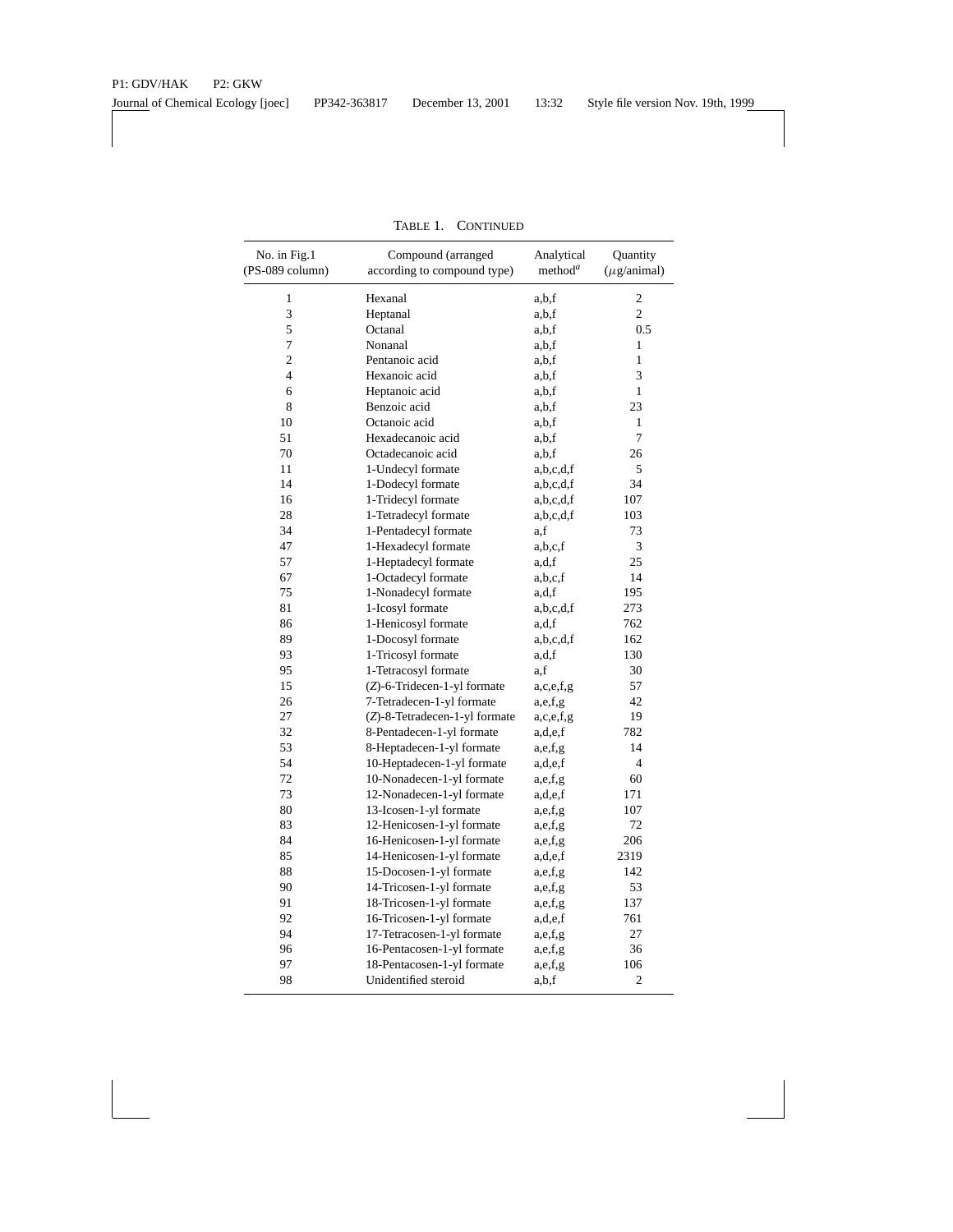TABLE 1. CONTINUED

| No. in Fig.1 (PS-089 column) | Compound (arranged according to compound type) | Analytical method[a] | Quantity ($\mu$g/animal) |
|---|---|---|---|
| 1 | Hexanal | a,b,f | 2 |
| 3 | Heptanal | a,b,f | 2 |
| 5 | Octanal | a,b,f | 0.5 |
| 7 | Nonanal | a,b,f | 1 |
| 2 | Pentanoic acid | a,b,f | 1 |
| 4 | Hexanoic acid | a,b,f | 3 |
| 6 | Heptanoic acid | a,b,f | 1 |
| 8 | Benzoic acid | a,b,f | 23 |
| 10 | Octanoic acid | a,b,f | 1 |
| 51 | Hexadecanoic acid | a,b,f | 7 |
| 70 | Octadecanoic acid | a,b,f | 26 |
| 11 | 1-Undecyl formate | a,b,c,d,f | 5 |
| 14 | 1-Dodecyl formate | a,b,c,d,f | 34 |
| 16 | 1-Tridecyl formate | a,b,c,d,f | 107 |
| 28 | 1-Tetradecyl formate | a,b,c,d,f | 103 |
| 34 | 1-Pentadecyl formate | a,f | 73 |
| 47 | 1-Hexadecyl formate | a,b,c,f | 3 |
| 57 | 1-Heptadecyl formate | a,d,f | 25 |
| 67 | 1-Octadecyl formate | a,b,c,f | 14 |
| 75 | 1-Nonadecyl formate | a,d,f | 195 |
| 81 | 1-Icosyl formate | a,b,c,d,f | 273 |
| 86 | 1-Henicosyl formate | a,d,f | 762 |
| 89 | 1-Docosyl formate | a,b,c,d,f | 162 |
| 93 | 1-Tricosyl formate | a,d,f | 130 |
| 95 | 1-Tetracosyl formate | a,f | 30 |
| 15 | (*Z*)-6-Tridecen-1-yl formate | a,c,e,f,g | 57 |
| 26 | 7-Tetradecen-1-yl formate | a,e,f,g | 42 |
| 27 | (*Z*)-8-Tetradecen-1-yl formate | a,c,e,f,g | 19 |
| 32 | 8-Pentadecen-1-yl formate | a,d,e,f | 782 |
| 53 | 8-Heptadecen-1-yl formate | a,e,f,g | 14 |
| 54 | 10-Heptadecen-1-yl formate | a,d,e,f | 4 |
| 72 | 10-Nonadecen-1-yl formate | a,e,f,g | 60 |
| 73 | 12-Nonadecen-1-yl formate | a,d,e,f | 171 |
| 80 | 13-Icosen-1-yl formate | a,e,f,g | 107 |
| 83 | 12-Henicosen-1-yl formate | a,e,f,g | 72 |
| 84 | 16-Henicosen-1-yl formate | a,e,f,g | 206 |
| 85 | 14-Henicosen-1-yl formate | a,d,e,f | 2319 |
| 88 | 15-Docosen-1-yl formate | a,e,f,g | 142 |
| 90 | 14-Tricosen-1-yl formate | a,e,f,g | 53 |
| 91 | 18-Tricosen-1-yl formate | a,e,f,g | 137 |
| 92 | 16-Tricosen-1-yl formate | a,d,e,f | 761 |
| 94 | 17-Tetracosen-1-yl formate | a,e,f,g | 27 |
| 96 | 16-Pentacosen-1-yl formate | a,e,f,g | 36 |
| 97 | 18-Pentacosen-1-yl formate | a,e,f,g | 106 |
| 98 | Unidentified steroid | a,b,f | 2 |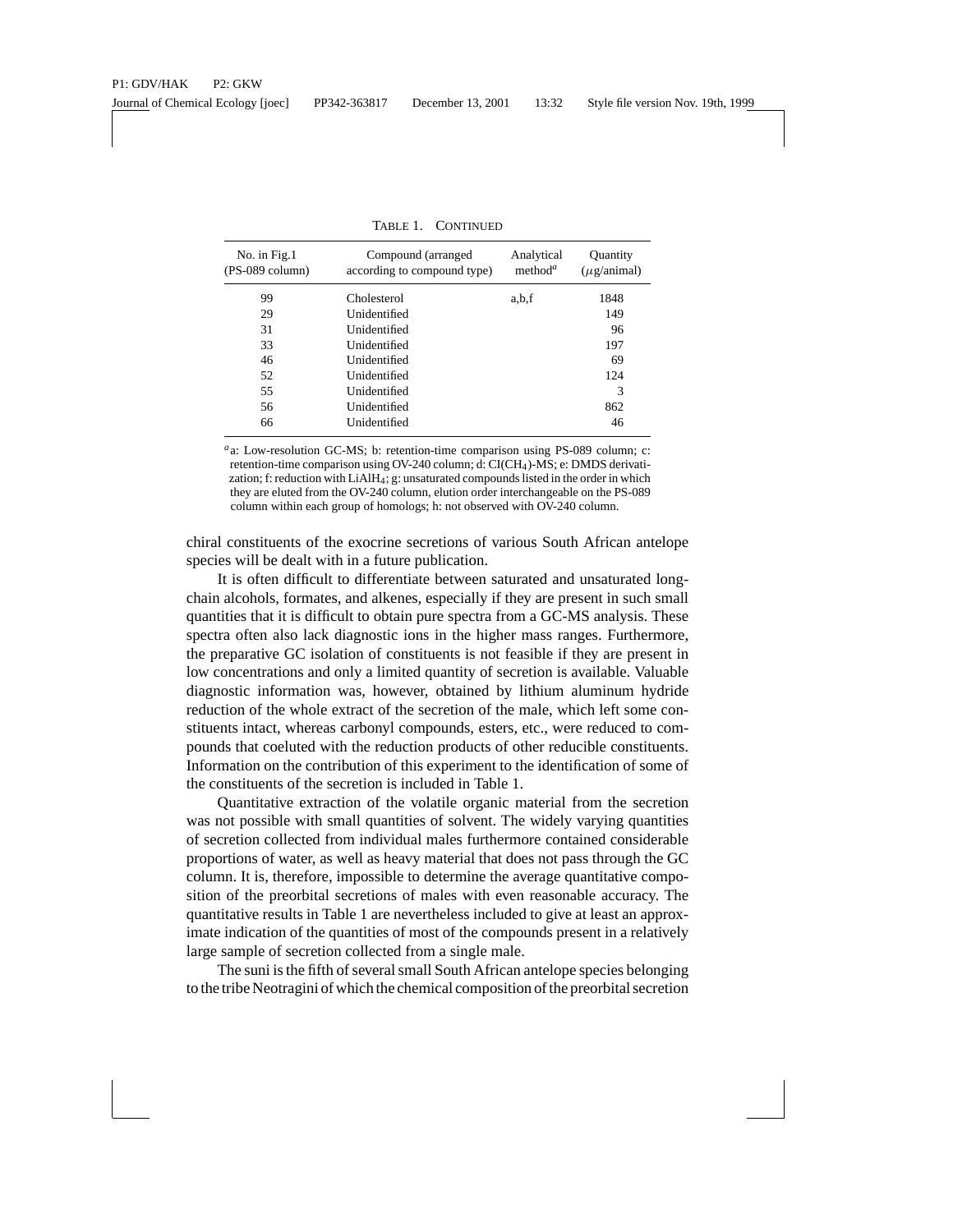TABLE 1. CONTINUED

| No. in Fig.1 (PS-089 column) | Compound (arranged according to compound type) | Analytical method[a] | Quantity ($\mu$g/animal) |
|---|---|---|---|
| 99 | Cholesterol | a,b,f | 1848 |
| 29 | Unidentified | | 149 |
| 31 | Unidentified | | 96 |
| 33 | Unidentified | | 197 |
| 46 | Unidentified | | 69 |
| 52 | Unidentified | | 124 |
| 55 | Unidentified | | 3 |
| 56 | Unidentified | | 862 |
| 66 | Unidentified | | 46 |

[a] a: Low-resolution GC-MS; b: retention-time comparison using PS-089 column; c: retention-time comparison using OV-240 column; d: CI($CH_4$)-MS; e: DMDS derivatization; f: reduction with $LiAlH_4$; g: unsaturated compounds listed in the order in which they are eluted from the OV-240 column, elution order interchangeable on the PS-089 column within each group of homologs; h: not observed with OV-240 column.

chiral constituents of the exocrine secretions of various South African antelope species will be dealt with in a future publication.

It is often difficult to differentiate between saturated and unsaturated long-chain alcohols, formates, and alkenes, especially if they are present in such small quantities that it is difficult to obtain pure spectra from a GC-MS analysis. These spectra often also lack diagnostic ions in the higher mass ranges. Furthermore, the preparative GC isolation of constituents is not feasible if they are present in low concentrations and only a limited quantity of secretion is available. Valuable diagnostic information was, however, obtained by lithium aluminum hydride reduction of the whole extract of the secretion of the male, which left some constituents intact, whereas carbonyl compounds, esters, etc., were reduced to compounds that coeluted with the reduction products of other reducible constituents. Information on the contribution of this experiment to the identification of some of the constituents of the secretion is included in Table 1.

Quantitative extraction of the volatile organic material from the secretion was not possible with small quantities of solvent. The widely varying quantities of secretion collected from individual males furthermore contained considerable proportions of water, as well as heavy material that does not pass through the GC column. It is, therefore, impossible to determine the average quantitative composition of the preorbital secretions of males with even reasonable accuracy. The quantitative results in Table 1 are nevertheless included to give at least an approximate indication of the quantities of most of the compounds present in a relatively large sample of secretion collected from a single male.

The suni is the fifth of several small South African antelope species belonging to the tribe Neotragini of which the chemical composition of the preorbital secretion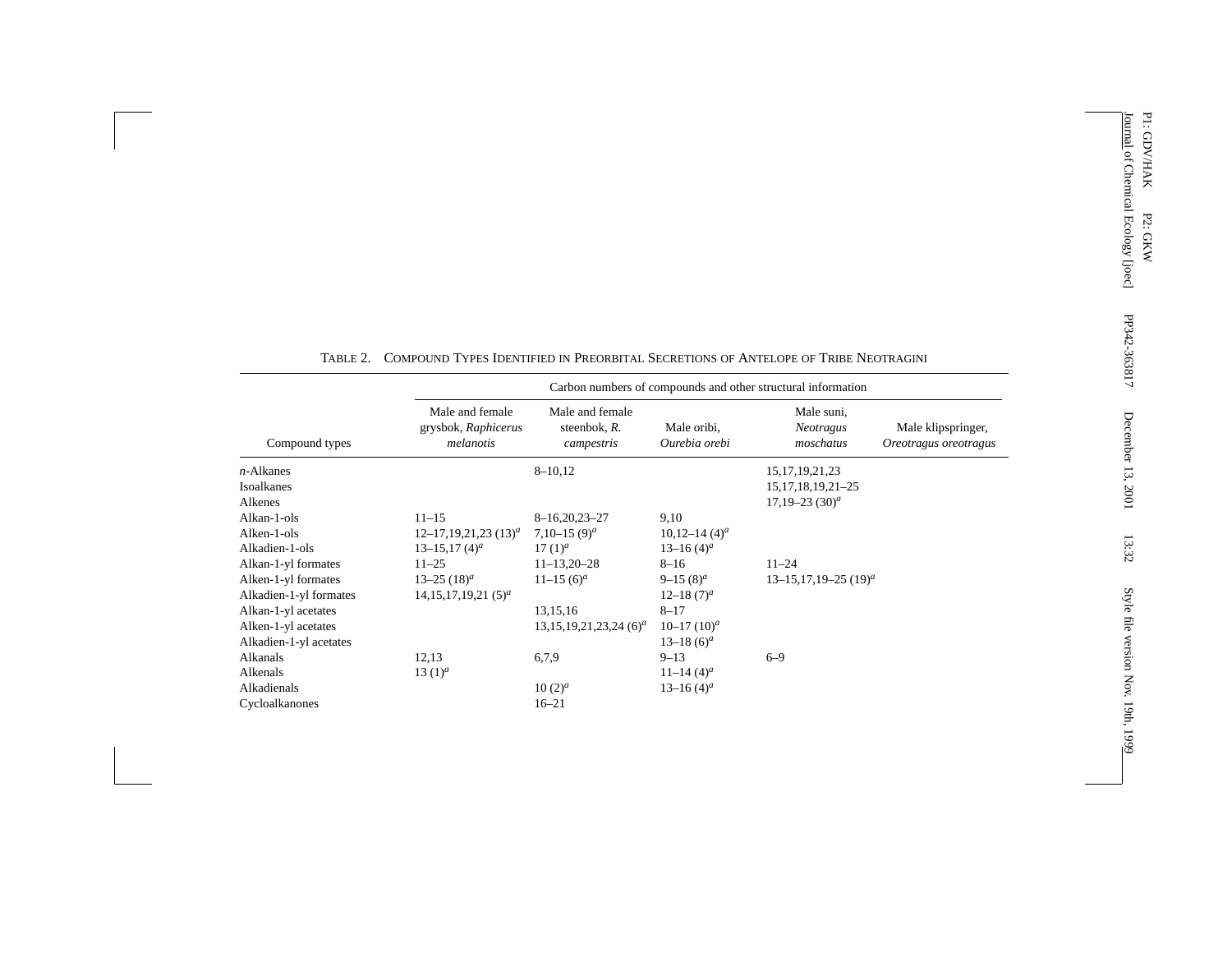TABLE 2. COMPOUND TYPES IDENTIFIED IN PREORBITAL SECRETIONS OF ANTELOPE OF TRIBE NEOTRAGINI

| Compound types | Carbon numbers of compounds and other structural information | | | | |
|---|---|---|---|---|---|
| | Male and female grysbok, *Raphicerus melanotis* | Male and female steenbok, *R. campestris* | Male oribi, *Ourebia orebi* | Male suni, *Neotragus moschatus* | Male klipspringer, *Oreotragus oreotragus* |
| *n*-Alkanes | | 8–10,12 | | 15,17,19,21,23 | |
| Isoalkanes | | | | 15,17,18,19,21–25 | |
| Alkenes | | | | 17,19–23 (30)[a] | |
| Alkan-1-ols | 11–15 | 8–16,20,23–27 | 9,10 | | |
| Alken-1-ols | 12–17,19,21,23 (13)[a] | 7,10–15 (9)[a] | 10,12–14 (4)[a] | | |
| Alkadien-1-ols | 13–15,17 (4)[a] | 17 (1)[a] | 13–16 (4)[a] | | |
| Alkan-1-yl formates | 11–25 | 11–13,20–28 | 8–16 | 11–24 | |
| Alken-1-yl formates | 13–25 (18)[a] | 11–15 (6)[a] | 9–15 (8)[a] | 13–15,17,19–25 (19)[a] | |
| Alkadien-1-yl formates | 14,15,17,19,21 (5)[a] | | 12–18 (7)[a] | | |
| Alkan-1-yl acetates | | 13,15,16 | 8–17 | | |
| Alken-1-yl acetates | | 13,15,19,21,23,24 (6)[a] | 10–17 (10)[a] | | |
| Alkadien-1-yl acetates | | | 13–18 (6)[a] | | |
| Alkanals | 12,13 | 6,7,9 | 9–13 | 6–9 | |
| Alkenals | 13 (1)[a] | | 11–14 (4)[a] | | |
| Alkadienals | | 10 (2)[a] | 13–16 (4)[a] | | |
| Cycloalkanones | | 16–21 | | | |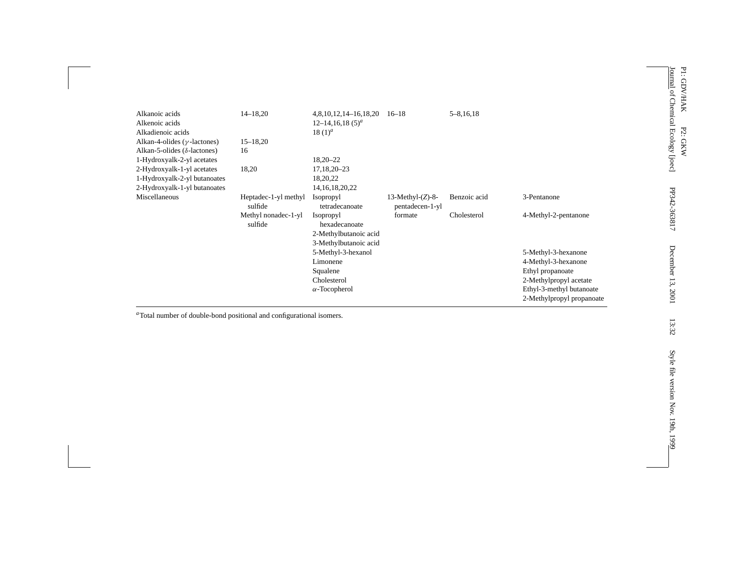| | | | | | |
|---|---|---|---|---|---|
| Alkanoic acids | 14–18,20 | 4,8,10,12,14–16,18,20 | 16–18 | 5–8,16,18 | |
| Alkenoic acids | | 12–14,16,18 (5)[a] | | | |
| Alkadienoic acids | | 18 (1)[a] | | | |
| Alkan-4-olides ($\gamma$-lactones) | 15–18,20 | | | | |
| Alkan-5-olides ($\delta$-lactones) | 16 | | | | |
| 1-Hydroxyalk-2-yl acetates | | 18,20–22 | | | |
| 2-Hydroxyalk-1-yl acetates | 18,20 | 17,18,20–23 | | | |
| 1-Hydroxyalk-2-yl butanoates | | 18,20,22 | | | |
| 2-Hydroxyalk-1-yl butanoates | | 14,16,18,20,22 | | | |
| Miscellaneous | Heptadec-1-yl methyl sulfide | Isopropyl tetradecanoate | 13-Methyl-(*Z*)-8-pentadecen-1-yl | Benzoic acid | 3-Pentanone |
| | Methyl nonadec-1-yl sulfide | Isopropyl hexadecanoate | formate | Cholesterol | 4-Methyl-2-pentanone |
| | | 2-Methylbutanoic acid | | | |
| | | 3-Methylbutanoic acid | | | |
| | | 5-Methyl-3-hexanol | | | 5-Methyl-3-hexanone |
| | | Limonene | | | 4-Methyl-3-hexanone |
| | | Squalene | | | Ethyl propanoate |
| | | Cholesterol | | | 2-Methylpropyl acetate |
| | | $\alpha$-Tocopherol | | | Ethyl-3-methyl butanoate |
| | | | | | 2-Methylpropyl propanoate |

[a]Total number of double-bond positional and configurational isomers.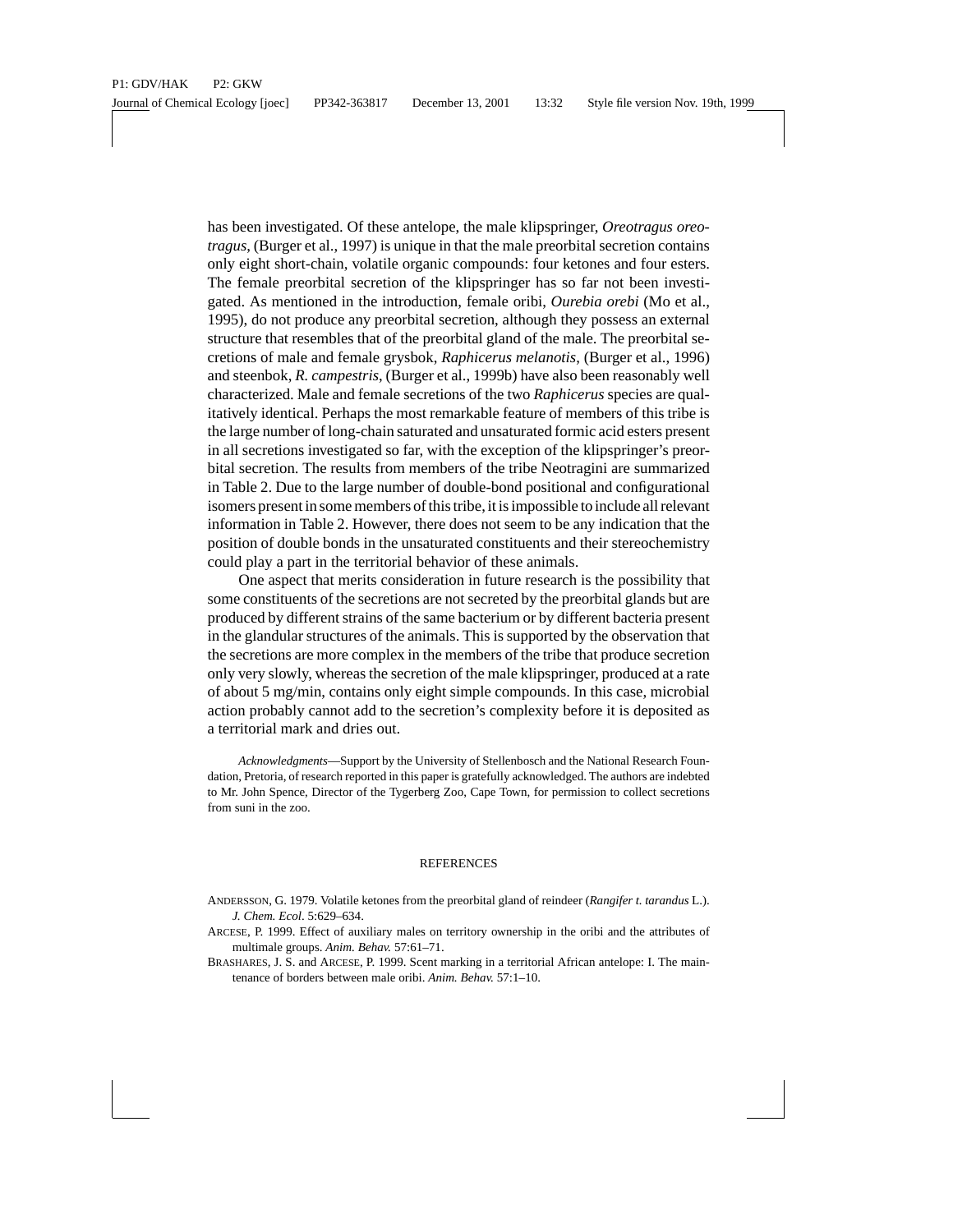has been investigated. Of these antelope, the male klipspringer, *Oreotragus oreotragus*, (Burger et al., 1997) is unique in that the male preorbital secretion contains only eight short-chain, volatile organic compounds: four ketones and four esters. The female preorbital secretion of the klipspringer has so far not been investigated. As mentioned in the introduction, female oribi, *Ourebia orebi* (Mo et al., 1995), do not produce any preorbital secretion, although they possess an external structure that resembles that of the preorbital gland of the male. The preorbital secretions of male and female grysbok, *Raphicerus melanotis*, (Burger et al., 1996) and steenbok, *R. campestris*, (Burger et al., 1999b) have also been reasonably well characterized. Male and female secretions of the two *Raphicerus* species are qualitatively identical. Perhaps the most remarkable feature of members of this tribe is the large number of long-chain saturated and unsaturated formic acid esters present in all secretions investigated so far, with the exception of the klipspringer's preorbital secretion. The results from members of the tribe Neotragini are summarized in Table 2. Due to the large number of double-bond positional and configurational isomers present in some members of this tribe, it is impossible to include all relevant information in Table 2. However, there does not seem to be any indication that the position of double bonds in the unsaturated constituents and their stereochemistry could play a part in the territorial behavior of these animals.

One aspect that merits consideration in future research is the possibility that some constituents of the secretions are not secreted by the preorbital glands but are produced by different strains of the same bacterium or by different bacteria present in the glandular structures of the animals. This is supported by the observation that the secretions are more complex in the members of the tribe that produce secretion only very slowly, whereas the secretion of the male klipspringer, produced at a rate of about 5 mg/min, contains only eight simple compounds. In this case, microbial action probably cannot add to the secretion's complexity before it is deposited as a territorial mark and dries out.

*Acknowledgments*—Support by the University of Stellenbosch and the National Research Foundation, Pretoria, of research reported in this paper is gratefully acknowledged. The authors are indebted to Mr. John Spence, Director of the Tygerberg Zoo, Cape Town, for permission to collect secretions from suni in the zoo.

## REFERENCES

ANDERSSON, G. 1979. Volatile ketones from the preorbital gland of reindeer (*Rangifer t. tarandus* L.). *J. Chem. Ecol*. 5:629–634.

ARCESE, P. 1999. Effect of auxiliary males on territory ownership in the oribi and the attributes of multimale groups. *Anim. Behav.* 57:61–71.

BRASHARES, J. S. and ARCESE, P. 1999. Scent marking in a territorial African antelope: I. The maintenance of borders between male oribi. *Anim. Behav.* 57:1–10.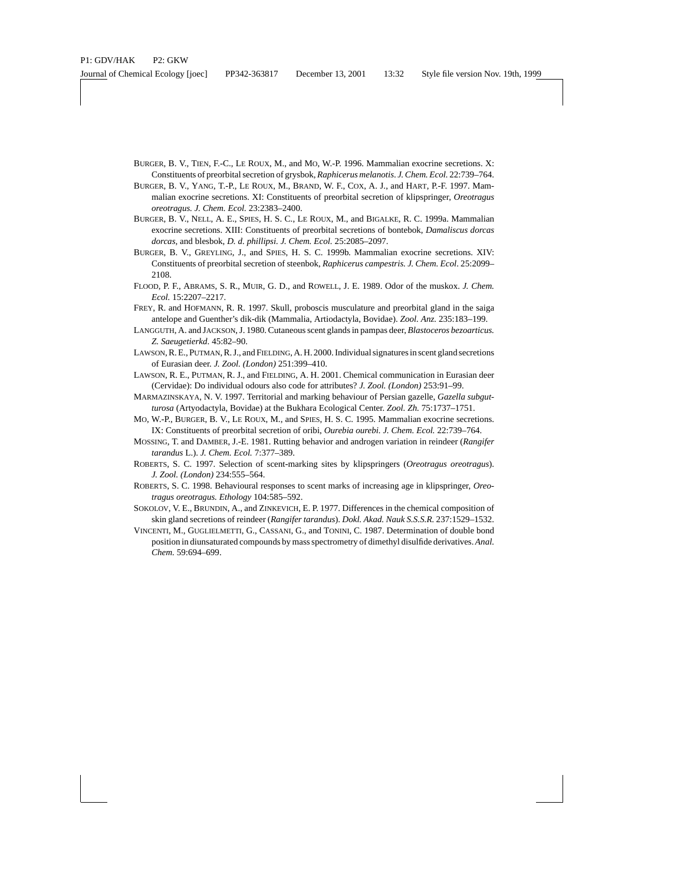Burger, B. V., Tien, F.-C., Le Roux, M., and Mo, W.-P. 1996. Mammalian exocrine secretions. X: Constituents of preorbital secretion of grysbok, *Raphicerus melanotis*. *J. Chem. Ecol.* 22:739–764.

Burger, B. V., Yang, T.-P., Le Roux, M., Brand, W. F., Cox, A. J., and Hart, P.-F. 1997. Mammalian exocrine secretions. XI: Constituents of preorbital secretion of klipspringer, *Oreotragus oreotragus. J. Chem. Ecol.* 23:2383–2400.

Burger, B. V., Nell, A. E., Spies, H. S. C., Le Roux, M., and Bigalke, R. C. 1999a. Mammalian exocrine secretions. XIII: Constituents of preorbital secretions of bontebok, *Damaliscus dorcas dorcas*, and blesbok, *D. d. phillipsi. J. Chem. Ecol.* 25:2085–2097.

Burger, B. V., Greyling, J., and Spies, H. S. C. 1999b. Mammalian exocrine secretions. XIV: Constituents of preorbital secretion of steenbok, *Raphicerus campestris. J. Chem. Ecol*. 25:2099–2108.

Flood, P. F., Abrams, S. R., Muir, G. D., and Rowell, J. E. 1989. Odor of the muskox. *J. Chem. Ecol.* 15:2207–2217.

Frey, R. and Hofmann, R. R. 1997. Skull, proboscis musculature and preorbital gland in the saiga antelope and Guenther's dik-dik (Mammalia, Artiodactyla, Bovidae). *Zool. Anz.* 235:183–199.

Langguth, A. and Jackson, J. 1980. Cutaneous scent glands in pampas deer, *Blastoceros bezoarticus. Z. Saeugetierkd.* 45:82–90.

Lawson, R. E., Putman, R. J., and Fielding, A. H. 2000. Individual signatures in scent gland secretions of Eurasian deer. *J. Zool. (London)* 251:399–410.

Lawson, R. E., Putman, R. J., and Fielding, A. H. 2001. Chemical communication in Eurasian deer (Cervidae): Do individual odours also code for attributes? *J. Zool. (London)* 253:91–99.

Marmazinskaya, N. V. 1997. Territorial and marking behaviour of Persian gazelle, *Gazella subgutturosa* (Artyodactyla, Bovidae) at the Bukhara Ecological Center. *Zool. Zh.* 75:1737–1751.

Mo, W.-P., Burger, B. V., Le Roux, M., and Spies, H. S. C. 1995. Mammalian exocrine secretions. IX: Constituents of preorbital secretion of oribi, *Ourebia ourebi. J. Chem. Ecol.* 22:739–764.

Mossing, T. and Damber, J.-E. 1981. Rutting behavior and androgen variation in reindeer (*Rangifer tarandus* L.). *J. Chem. Ecol.* 7:377–389.

Roberts, S. C. 1997. Selection of scent-marking sites by klipspringers (*Oreotragus oreotragus*). *J. Zool. (London)* 234:555–564.

Roberts, S. C. 1998. Behavioural responses to scent marks of increasing age in klipspringer, *Oreotragus oreotragus. Ethology* 104:585–592.

Sokolov, V. E., Brundin, A., and Zinkevich, E. P. 1977. Differences in the chemical composition of skin gland secretions of reindeer (*Rangifer tarandus*). *Dokl. Akad. Nauk S.S.S.R.* 237:1529–1532.

Vincenti, M., Guglielmetti, G., Cassani, G., and Tonini, C. 1987. Determination of double bond position in diunsaturated compounds by mass spectrometry of dimethyl disulfide derivatives. *Anal. Chem.* 59:694–699.